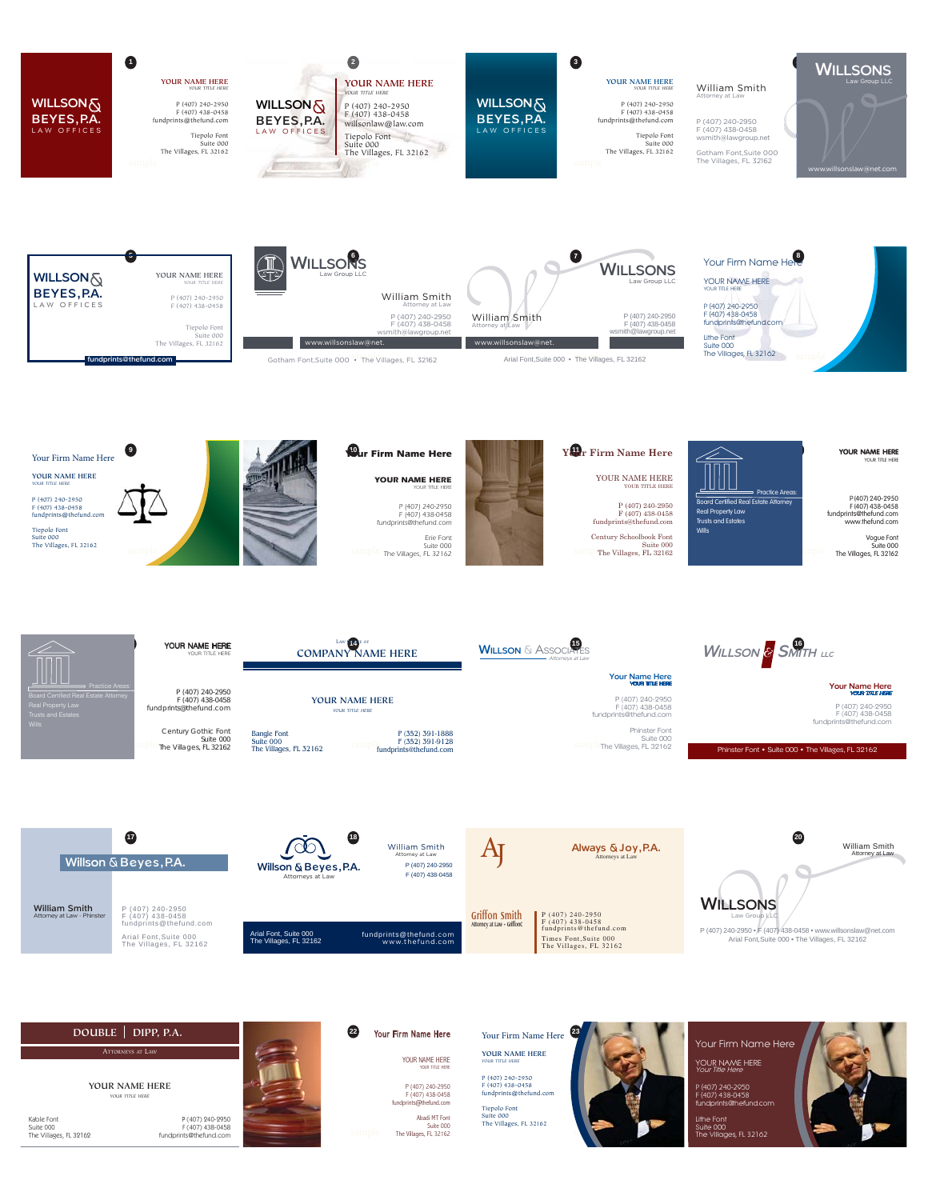1

WILLSON & BEYES, P.A.
LAW OFFICES

YOUR NAME HERE
YOUR TITLE HERE

P (407) 240-2950
F (407) 438-0458
fundprints@thefund.com

Tiepolo Font
Suite 000
The Villages, FL 32162

2

WILLSON & BEYES, P.A.
LAW OFFICES

YOUR NAME HERE
YOUR TITLE HERE

P (407) 240-2950
F (407) 438-0458
willsonlaw@law.com

Tiepolo Font
Suite 000
The Villages, FL 32162

3

WILLSON & BEYES, P.A.
LAW OFFICES

YOUR NAME HERE
YOUR TITLE HERE

P (407) 240-2950
F (407) 438-0458
fundprints@thefund.com

Tiepolo Font
Suite 000
The Villages, FL 32162

4

William Smith
Attorney at Law

P (407) 240-2950
F (407) 438-0458
wsmith@lawgroup.net

Gotham Font, Suite 000
The Villages, FL 32162

WILLSONS
Law Group LLC

www.willsonslaw@net.com

5

WILLSON & BEYES, P.A.
LAW OFFICES

YOUR NAME HERE
YOUR TITLE HERE

P (407) 240-2950
F (407) 438-0458

Tiepolo Font
Suite 000
The Villages, FL 32162

fundprints@thefund.com

6

WILLSONS
Law Group LLC

William Smith
Attorney at Law

P (407) 240-2950
F (407) 438-0458
wsmith@lawgroup.net

www.willsonslaw@net.

Gotham Font, Suite 000 • The Villages, FL 32162

7

WILLSONS
Law Group LLC

William Smith
Attorney at Law

P (407) 240-2950
F (407) 438-0458
wsmith@lawgroup.net

www.willsonslaw@net.

Arial Font, Suite 000 • The Villages, FL 32162

8

Your Firm Name Here

YOUR NAME HERE
YOUR TITLE HERE

P (407) 240-2950
F (407) 438-0458
fundprints@thefund.com

Lithe Font
Suite 000
The Villages, FL 32162

9

Your Firm Name Here

YOUR NAME HERE
YOUR TITLE HERE

P (407) 240-2950
F (407) 438-0458
fundprints@thefund.com

Tiepolo Font
Suite 000
The Villages, FL 32162

10

Your Firm Name Here

YOUR NAME HERE
YOUR TITLE HERE

P (407) 240-2950
F (407) 438-0458
fundprints@thefund.com

Erie Font
Suite 000
The Villages, FL 32162

11

Your Firm Name Here

YOUR NAME HERE
YOUR TITLE HERE

P (407) 240-2950
F (407) 438-0458
fundprints@thefund.com

Century Schoolbook Font
Suite 000
The Villages, FL 32162

12

Practice Areas:
Board Certified Real Estate Attorney
Real Property Law
Trusts and Estates
Wills

YOUR NAME HERE
YOUR TITLE HERE

P (407) 240-2950
F (407) 438-0458
fundprints@thefund.com
www.thefund.com

Vogue Font
Suite 000
The Villages, FL 32162

13

Practice Areas:
Board Certified Real Estate Attorney
Real Property Law
Trusts and Estates
Wills

YOUR NAME HERE
YOUR TITLE HERE

P (407) 240-2950
F (407) 438-0458
fundprints@thefund.com

Century Gothic Font
Suite 000
The Villages, FL 32162

14

Law Offices of
COMPANY NAME HERE

YOUR NAME HERE
YOUR TITLE HERE

Bangle Font
Suite 000
The Villages, FL 32162

P (352) 391-1888
F (352) 391-9128
fundprints@thefund.com

15

WILLSON & ASSOCIATES
Attorneys at Law

Your Name Here
YOUR TITLE HERE

P (407) 240-2950
F (407) 438-0458
fundprints@thefund.com

Phinster Font
Suite 000
The Villages, FL 32162

16

WILLSON & SMITH LLC

Your Name Here
YOUR TITLE HERE

P (407) 240-2950
F (407) 438-0458
fundprints@thefund.com

Phinster Font • Suite 000 • The Villages, FL 32162

17

Willson & Beyes, P.A.

William Smith
Attorney at Law - Phinster

P (407) 240-2950
F (407) 438-0458
fundprints@thefund.com

Arial Font, Suite 000
The Villages, FL 32162

18

Willson & Beyes, P.A.
Attorneys at Law

William Smith
Attorney at Law

P (407) 240-2950
F (407) 438-0458

Arial Font, Suite 000
The Villages, FL 32162

fundprints@thefund.com
www.thefund.com

19

AJ

Always & Joy, P.A.
Attorneys at Law

Griffon Smith
Attorney at Law - Griffonc

P (407) 240-2950
F (407) 438-0458
fundprints@thefund.com

Times Font, Suite 000
The Villages, FL 32162

20

William Smith
Attorney at Law

WILLSONS
Law Group LLC

P (407) 240-2950 • F (407) 438-0458 • www.willsonslaw@net.com
Arial Font, Suite 000 • The Villages, FL 32162

21

DOUBLE | DIPP, P.A.
ATTORNEYS AT LAW

YOUR NAME HERE
YOUR TITLE HERE

Kable Font
Suite 000
The Villages, FL 32162

P (407) 240-2950
F (407) 438-0458
fundprints@thefund.com

22

Your Firm Name Here

YOUR NAME HERE
YOUR TITLE HERE

P (407) 240-2950
F (407) 438-0458
fundprints@thefund.com

Abadi MT Font
Suite 000
The Villages, FL 32162

23

Your Firm Name Here

YOUR NAME HERE
YOUR TITLE HERE

P (407) 240-2950
F (407) 438-0458
fundprints@thefund.com

Tiepolo Font
Suite 000
The Villages, FL 32162

24

Your Firm Name Here

YOUR NAME HERE
Your Title Here

P (407) 240-2950
F (407) 438-0458
fundprints@thefund.com

Lithe Font
Suite 000
The Villages, FL 32162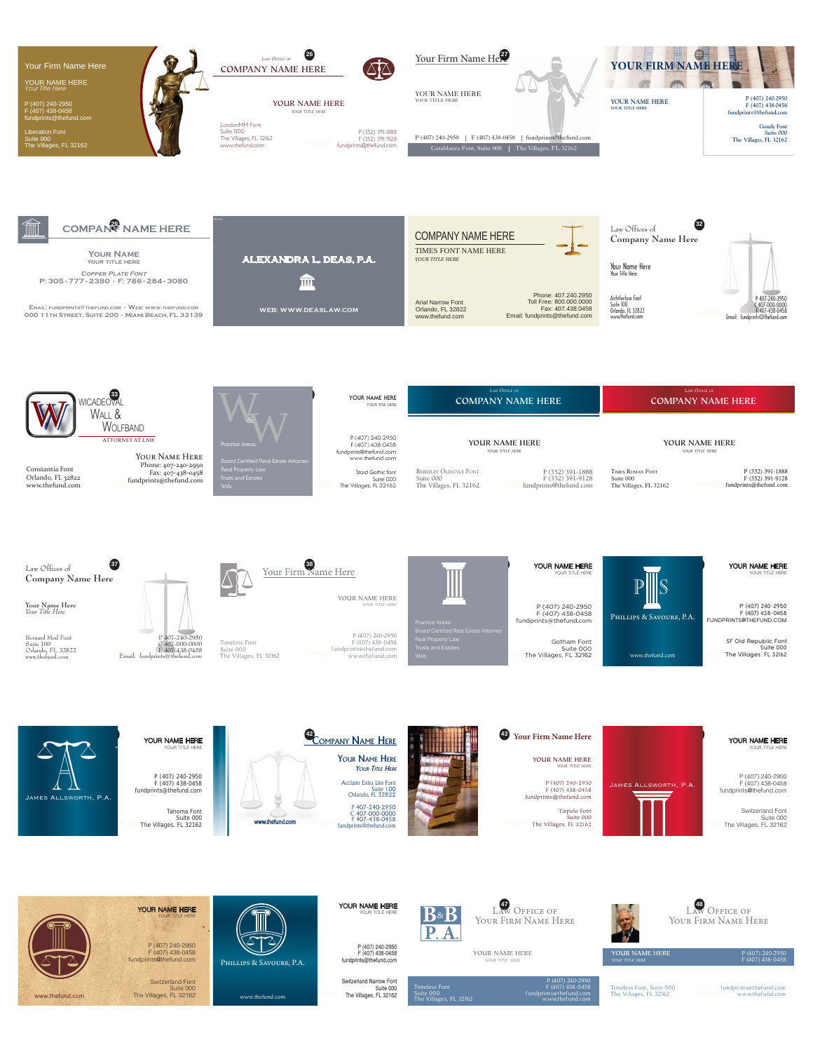**Card (unnumbered)**

Your Firm Name Here

YOUR NAME HERE
*Your Title Here*

P (407) 240-2950
F (407) 438-0458
fundprints@thefund.com

Liberation Font
Suite 000
The Villages, FL 32162

**26**

Law Office of
COMPANY NAME HERE

YOUR NAME HERE
YOUR TITLE HERE

LondonMM Font
Suite 000
The Villages, FL 32162
www.thefund.com

P (352) 391-1888
F (352) 391-9128
fundprints@thefund.com

**27**

Your Firm Name Here

YOUR NAME HERE
YOUR TITLE HERE

P (407) 240-2950 | F (407) 438-0458 | fundprints@thefund.com

Casablanca Font, Suite 000 | The Villages, FL 32162

**28**

YOUR FIRM NAME HERE

YOUR NAME HERE
YOUR TITLE HERE

P (407) 240-2950
F (407) 438-0458
fundprints@thefund.com

Goudy Font
Suite 000
The Villages, FL 32162

**29**

COMPANY NAME HERE

YOUR NAME
YOUR TITLE HERE

COPPER PLATE FONT
P: 305-777-2380 · F: 786-284-3080

EMAIL: FUNDPRINTS@THEFUND.COM · WEB: WWW.THEFUND.COM
000 11TH STREET, SUITE 200 · MIAMI BEACH, FL 33139

**Card (back)**

ALEXANDRA L. DEAS, P.A.

WEB: WWW.DEASLAW.COM

**Card (unnumbered)**

COMPANY NAME HERE
TIMES FONT NAME HERE
*YOUR TITLE HERE*

Arial Narrow Font
Orlando, FL 32822
www.thefund.com

Phone: 407.240.2950
Toll Free: 800.000.0000
Fax: 407.438.0458
Email: fundprints@thefund.com

**32**

Law Offices of
Company Name Here

Your Name Here
Your Title Here

Architecture Font
Suite 100
Orlando, FL 32822
www.thefund.com

P 407-240-2950
C 407-000-0000
F 407-438-0458
Email: fundprints@thefund.com

**33**

WICADEOVAL
WALL &
WOLFBAND
ATTORNEY AT LAW

YOUR NAME HERE
Phone: 407-240-2950
Fax: 407-438-0458
fundprints@thefund.com

Constantia Font
Orlando, FL 32822
www.thefund.com

**Card (unnumbered)**

W & W

Practice Areas:
Board Certified Real Estate Attorney
Real Property Law
Trusts and Estates
Wills

YOUR NAME HERE
YOUR TITLE HERE

P (407) 240-2950
F (407) 438-0458
fundprints@thefund.com
www.thefund.com

Sraid Gothic font
Suite 000
The Villages, FL 32162

**Card (unnumbered)**

Law Office of
COMPANY NAME HERE

YOUR NAME HERE
YOUR TITLE HERE

BERKELEY OLDSTYLE FONT
Suite 000
The Villages, FL 32162

P (352) 391-1888
F (352) 391-9128
fundprints@thefund.com

**Card (unnumbered)**

Law Office of
COMPANY NAME HERE

YOUR NAME HERE
YOUR TITLE HERE

TIMES ROMAN FONT
Suite 000
The Villages, FL 32162

P (352) 391-1888
F (352) 391-9128
fundprints@thefund.com

**37**

Law Offices of
Company Name Here

Your Name Here
*Your Title Here*

Bernard Mod Font
Suite 100
Orlando, FL 32822
www.thefund.com

P 407-240-2950
C 407-000-0000
F 407-438-0458
Email: fundprints@thefund.com

**38**

Your Firm Name Here

YOUR NAME HERE
YOUR TITLE HERE

Timeless Font
Suite 000
The Villages, FL 32162

P (407) 240-2950
F (407) 438-0458
fundprints@thefund.com
www.thefund.com

**Card (unnumbered)**

Practice Areas:
Board Certified Real Estate Attorney
Real Property Law
Trusts and Estates
Wills

YOUR NAME HERE
YOUR TITLE HERE

P (407) 240-2950
F (407) 438-0458
fundprints@thefund.com

Gotham Font
Suite 000
The Villages, FL 32162

**Card (unnumbered)**

P S
PHILLIPS & SAVOURE, P.A.
www.thefund.com

YOUR NAME HERE
YOUR TITLE HERE

P (407) 240-2950
F (407) 438-0458
FUNDPRINTS@THEFUND.COM

SF Old Republic Font
Suite 000
The Villages, FL 32162

**Card (unnumbered)**

JAMES ALLSWORTH, P.A.

YOUR NAME HERE
YOUR TITLE HERE

P (407) 240-2950
F (407) 438-0458
fundprints@thefund.com

Tahoma Font
Suite 000
The Villages, FL 32162

**42**

COMPANY NAME HERE

YOUR NAME HERE
*YOUR TITLE HERE*

Acclaim Extra Lite Font
Suite 100
Orlando, FL 32822

P 407-240-2950
C 407-000-0000
F 407-438-0458
fundprints@thefund.com

www.thefund.com

**43**

Your Firm Name Here

YOUR NAME HERE
YOUR TITLE HERE

P (407) 240-2950
F (407) 438-0458
fundprints@thefund.com

Tiepolo Font
Suite 000
The Villages, FL 32162

**Card (unnumbered)**

JAMES ALLSWORTH, P.A.

YOUR NAME HERE
YOUR TITLE HERE

P (407) 240-2950
F (407) 438-0458
fundprints@thefund.com

Switzerland Font
Suite 000
The Villages, FL 32162

**Card (unnumbered)**

YOUR NAME HERE
YOUR TITLE HERE

P (407) 240-2950
F (407) 438-0458
fundprints@thefund.com

www.thefund.com

Switzerland Font
Suite 000
The Villages, FL 32162

**Card (unnumbered)**

PHILLIPS & SAVOURE, P.A.
www.thefund.com

YOUR NAME HERE
YOUR TITLE HERE

P (407) 240-2950
F (407) 438-0458
fundprints@thefund.com

Switzerland Narrow Font
Suite 000
The Villages, FL 32162

**47**

B&B P.A.

LAW OFFICE OF
YOUR FIRM NAME HERE

YOUR NAME HERE
YOUR TITLE HERE

Timeless Font
Suite 000
The Villages, FL 32162

P (407) 240-2950
F (407) 438-0458
fundprints@thefund.com
www.thefund.com

**48**

LAW OFFICE OF
YOUR FIRM NAME HERE

YOUR NAME HERE
YOUR TITLE HERE

P (407) 240-2950
F (407) 438-0458

Timeless Font, Suite 000
The Villages, FL 32162

fundprints@thefund.com
www.thefund.com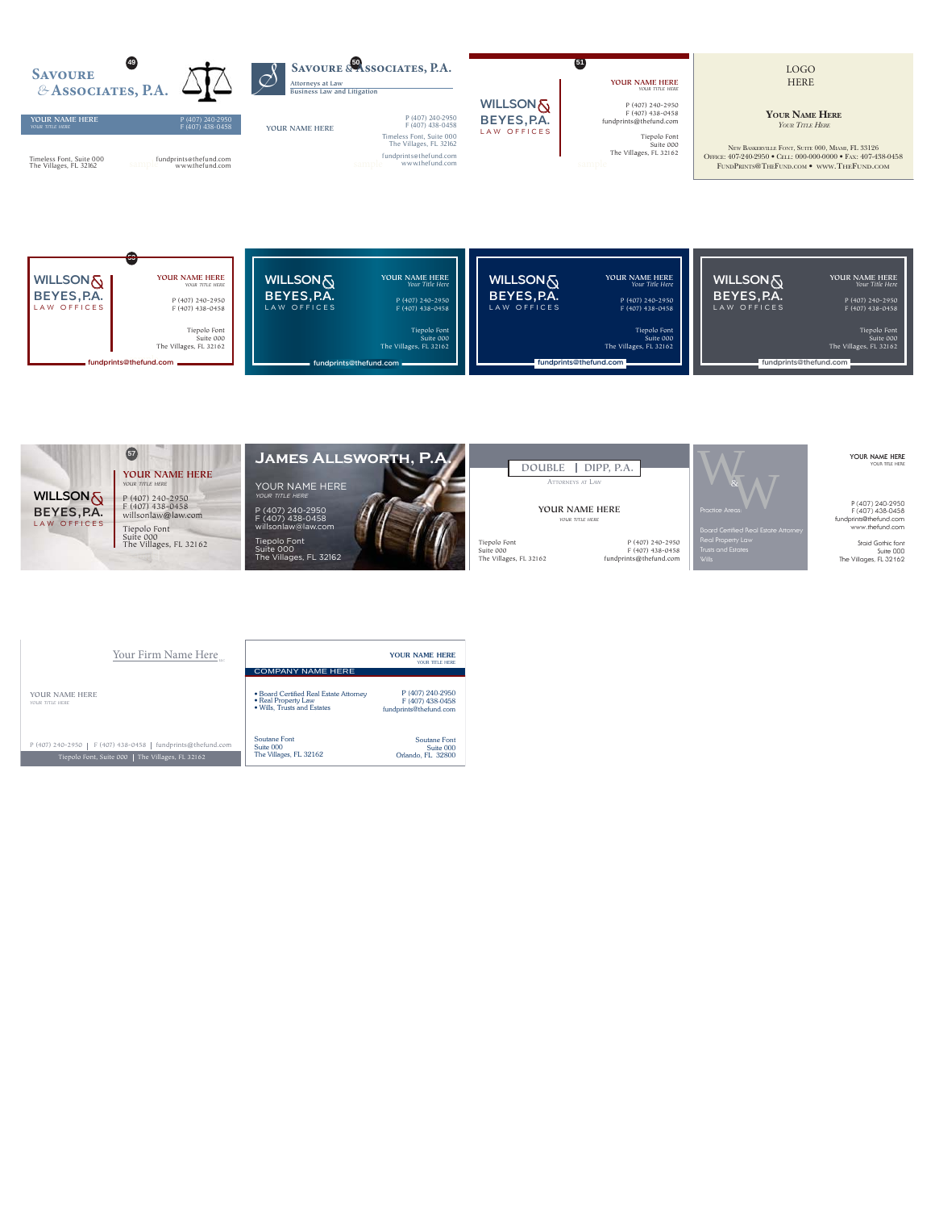49

Savoure & Associates, P.A.

YOUR NAME HERE
YOUR TITLE HERE

P (407) 240-2950
F (407) 438-0458

Timeless Font, Suite 000
The Villages, FL 32162

fundprints@thefund.com
www.thefund.com

50

Savoure & Associates, P.A.
Attorneys at Law
Business Law and Litigation

YOUR NAME HERE

P (407) 240-2950
F (407) 438-0458

Timeless Font, Suite 000
The Villages, FL 32162

fundprints@thefund.com
www.thefund.com

51

WILLSON & BEYES, P.A.
LAW OFFICES

YOUR NAME HERE
YOUR TITLE HERE

P (407) 240-2950
F (407) 438-0458
fundprints@thefund.com

Tiepolo Font
Suite 000
The Villages, FL 32162

LOGO
HERE

Your Name Here
Your Title Here

New Baskerville Font, Suite 000, Miami, FL 33126
Office: 407-240-2950 • Cell: 000-000-0000 • Fax: 407-438-0458
FundPrints@TheFund.com • www.TheFund.com

WILLSON & BEYES, P.A.
LAW OFFICES

YOUR NAME HERE
YOUR TITLE HERE

P (407) 240-2950
F (407) 438-0458

Tiepolo Font
Suite 000
The Villages, FL 32162

fundprints@thefund.com

WILLSON & BEYES, P.A.
LAW OFFICES

YOUR NAME HERE
Your Title Here

P (407) 240-2950
F (407) 438-0458

Tiepolo Font
Suite 000
The Villages, FL 32162

fundprints@thefund.com

WILLSON & BEYES, P.A.
LAW OFFICES

YOUR NAME HERE
Your Title Here

P (407) 240-2950
F (407) 438-0458

Tiepolo Font
Suite 000
The Villages, FL 32162

fundprints@thefund.com

WILLSON & BEYES, P.A.
LAW OFFICES

YOUR NAME HERE
Your Title Here

P (407) 240-2950
F (407) 438-0458

Tiepolo Font
Suite 000
The Villages, FL 32162

fundprints@thefund.com

57

WILLSON & BEYES, P.A.
LAW OFFICES

YOUR NAME HERE
YOUR TITLE HERE
P (407) 240-2950
F (407) 438-0458
willsonlaw@law.com

Tiepolo Font
Suite 000
The Villages, FL 32162

JAMES ALLSWORTH, P.A.

YOUR NAME HERE
YOUR TITLE HERE

P (407) 240-2950
F (407) 438-0458
willsonlaw@law.com

Tiepolo Font
Suite 000
The Villages, FL 32162

DOUBLE | DIPP, P.A.
Attorneys at Law

YOUR NAME HERE
YOUR TITLE HERE

Tiepolo Font
Suite 000
The Villages, FL 32162

P (407) 240-2950
F (407) 438-0458
fundprints@thefund.com

W & W

Practice Areas:

Board Certified Real Estate Attorney
Real Property Law
Trusts and Estates
Wills

YOUR NAME HERE
YOUR TITLE HERE

P (407) 240-2950
F (407) 438-0458
fundprints@thefund.com
www.thefund.com

Straid Gothic font
Suite 000
The Villages, FL 32162

Your Firm Name Here LLC

YOUR NAME HERE
YOUR TITLE HERE

P (407) 240-2950 | F (407) 438-0458 | fundprints@thefund.com
Tiepolo Font, Suite 000 | The Villages, FL 32162

YOUR NAME HERE
YOUR TITLE HERE

COMPANY NAME HERE

- Board Certified Real Estate Attorney
- Real Property Law
- Wills, Trusts and Estates

P (407) 240-2950
F (407) 438-0458
fundprints@thefund.com

Soutane Font
Suite 000
The Villages, FL 32162

Soutane Font
Suite 000
Orlando, FL 32800